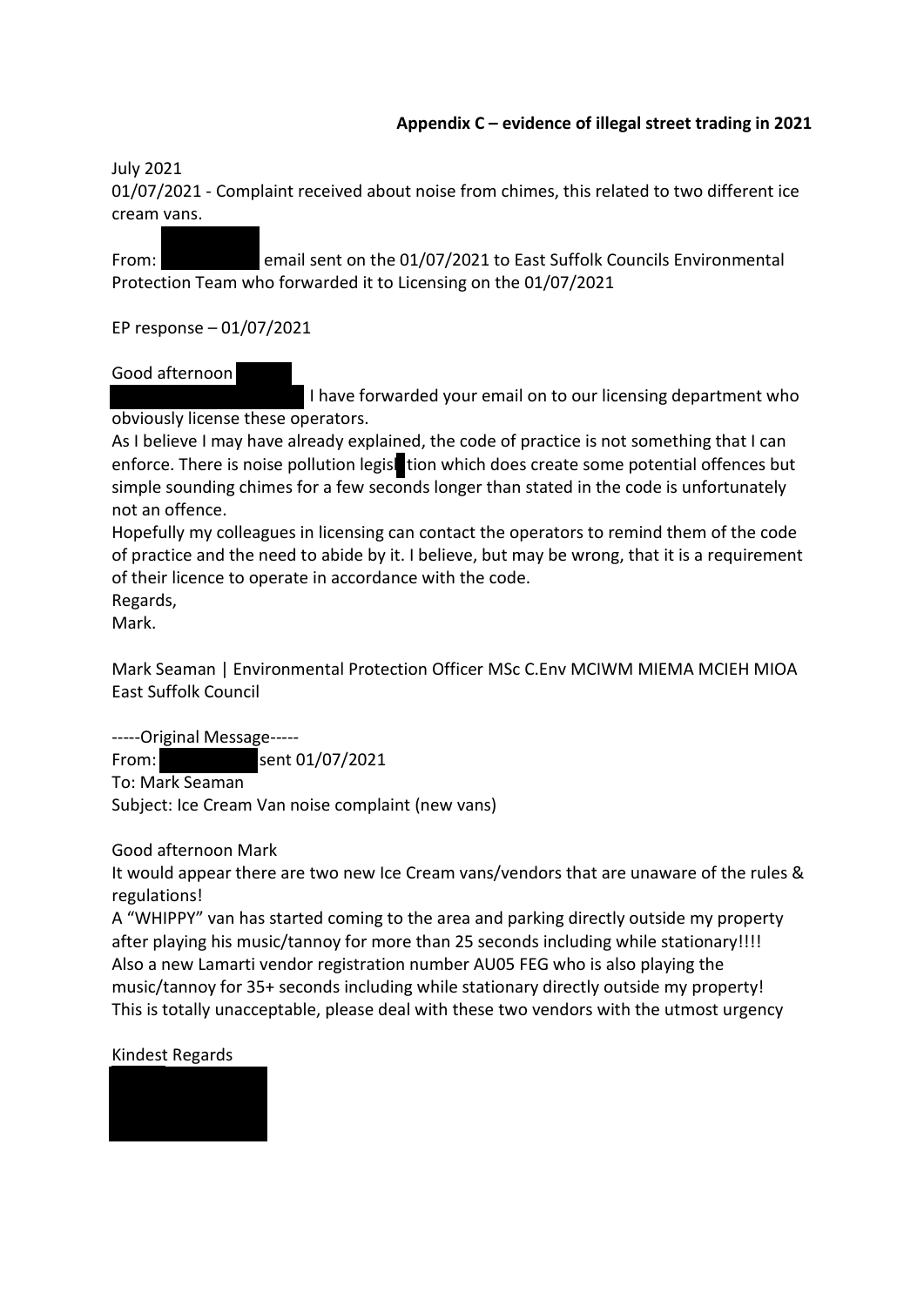**Appendix C – evidence of illegal street trading in 2021**

July 2021

01/07/2021 - Complaint received about noise from chimes, this related to two different ice cream vans.

From: email sent on the 01/07/2021 to East Suffolk Councils Environmental Protection Team who forwarded it to Licensing on the 01/07/2021

EP response – 01/07/2021

Good afternoon

I have forwarded your email on to our licensing department who obviously license these operators.

As I believe I may have already explained, the code of practice is not something that I can enforce. There is noise pollution legislation which does create some potential offences but simple sounding chimes for a few seconds longer than stated in the code is unfortunately not an offence.

Hopefully my colleagues in licensing can contact the operators to remind them of the code of practice and the need to abide by it. I believe, but may be wrong, that it is a requirement of their licence to operate in accordance with the code.

Regards,

Mark.

Mark Seaman | Environmental Protection Officer MSc C.Env MCIWM MIEMA MCIEH MIOA
East Suffolk Council

-----Original Message-----

From: sent 01/07/2021

To: Mark Seaman

Subject: Ice Cream Van noise complaint (new vans)

Good afternoon Mark

It would appear there are two new Ice Cream vans/vendors that are unaware of the rules & regulations!

A "WHIPPY" van has started coming to the area and parking directly outside my property after playing his music/tannoy for more than 25 seconds including while stationary!!!!

Also a new Lamarti vendor registration number AU05 FEG who is also playing the music/tannoy for 35+ seconds including while stationary directly outside my property!

This is totally unacceptable, please deal with these two vendors with the utmost urgency

Kindest Regards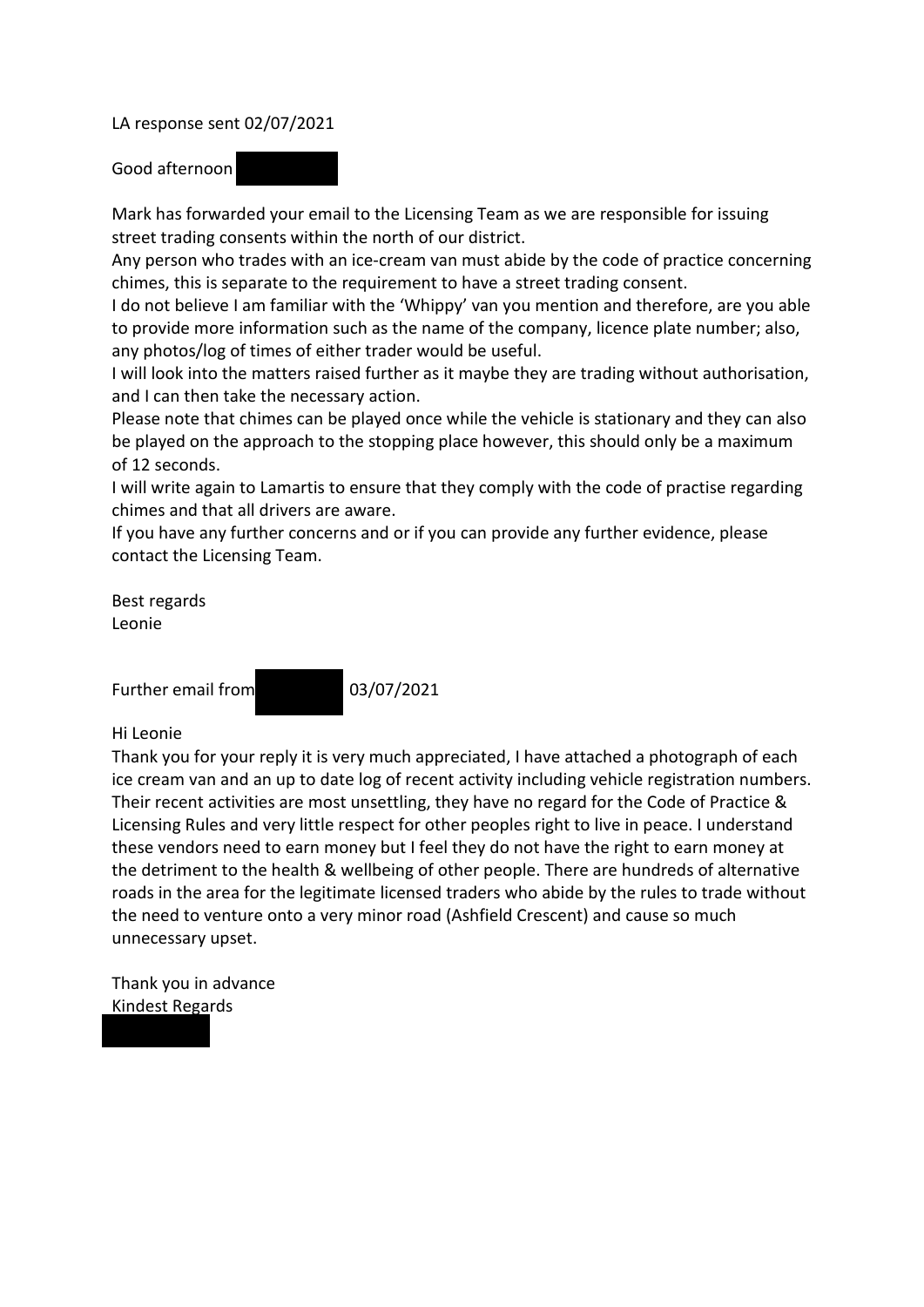LA response sent 02/07/2021

Good afternoon

Mark has forwarded your email to the Licensing Team as we are responsible for issuing street trading consents within the north of our district.

Any person who trades with an ice-cream van must abide by the code of practice concerning chimes, this is separate to the requirement to have a street trading consent.

I do not believe I am familiar with the 'Whippy' van you mention and therefore, are you able to provide more information such as the name of the company, licence plate number; also, any photos/log of times of either trader would be useful.

I will look into the matters raised further as it maybe they are trading without authorisation, and I can then take the necessary action.

Please note that chimes can be played once while the vehicle is stationary and they can also be played on the approach to the stopping place however, this should only be a maximum of 12 seconds.

I will write again to Lamartis to ensure that they comply with the code of practise regarding chimes and that all drivers are aware.

If you have any further concerns and or if you can provide any further evidence, please contact the Licensing Team.

Best regards
Leonie

Further email from 03/07/2021

Hi Leonie

Thank you for your reply it is very much appreciated, I have attached a photograph of each ice cream van and an up to date log of recent activity including vehicle registration numbers. Their recent activities are most unsettling, they have no regard for the Code of Practice & Licensing Rules and very little respect for other peoples right to live in peace. I understand these vendors need to earn money but I feel they do not have the right to earn money at the detriment to the health & wellbeing of other people. There are hundreds of alternative roads in the area for the legitimate licensed traders who abide by the rules to trade without the need to venture onto a very minor road (Ashfield Crescent) and cause so much unnecessary upset.

Thank you in advance
Kindest Regards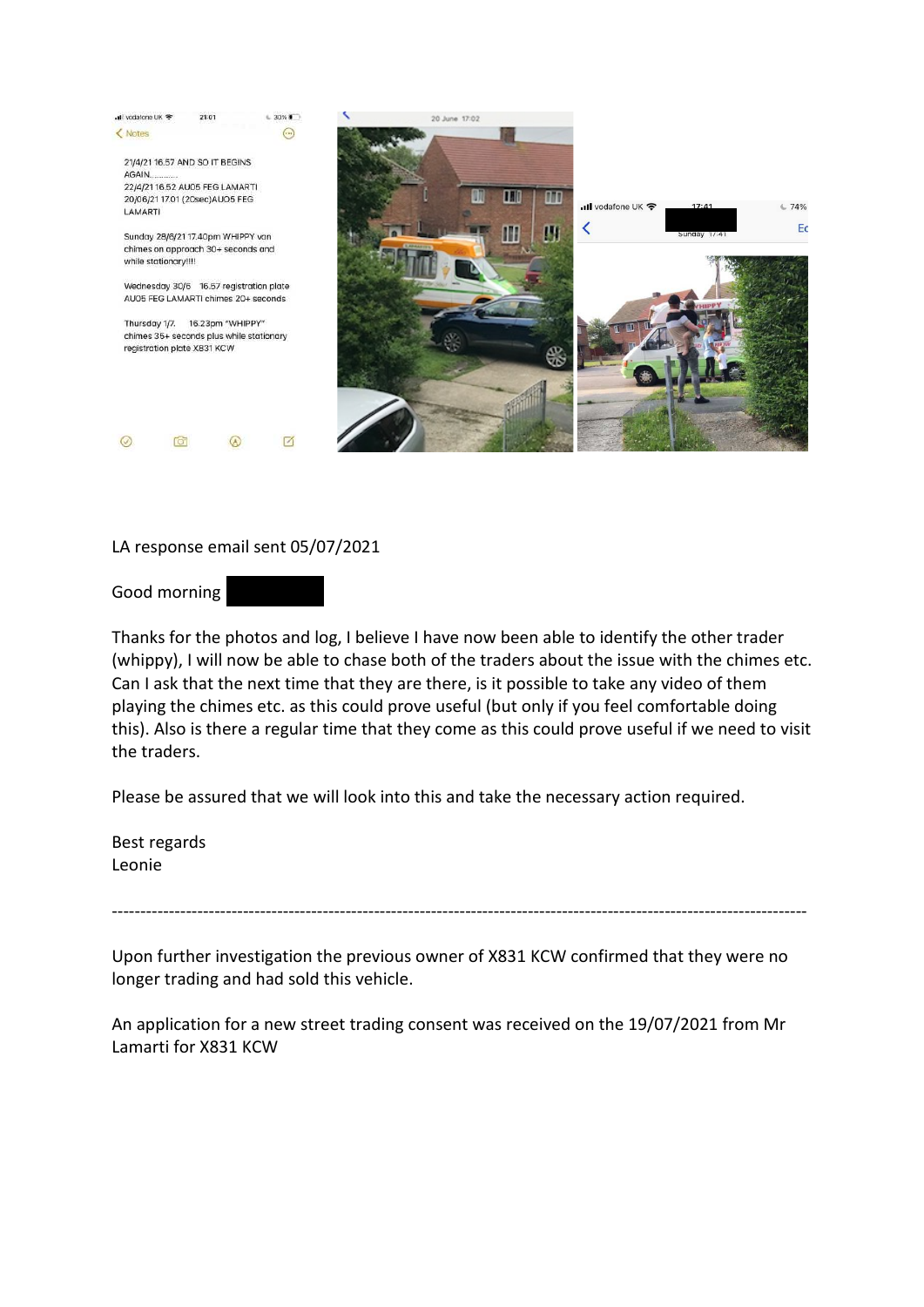21/4/21 16.57 AND SO IT BEGINS AGAIN............
22/4/21 16.52 AU05 FEG LAMARTI
20/06/21 17.01 (20sec)AU05 FEG LAMARTI

Sunday 28/6/21 17.40pm WHIPPY van chimes on approach 30+ seconds and while stationary!!!!

Wednesday 30/6 16.57 registration plate AU05 FEG LAMARTI chimes 20+ seconds

Thursday 1/7. 16.23pm "WHIPPY" chimes 35+ seconds plus while stationary registration plate X831 KCW

LA response email sent 05/07/2021

Good morning

Thanks for the photos and log, I believe I have now been able to identify the other trader (whippy), I will now be able to chase both of the traders about the issue with the chimes etc. Can I ask that the next time that they are there, is it possible to take any video of them playing the chimes etc. as this could prove useful (but only if you feel comfortable doing this). Also is there a regular time that they come as this could prove useful if we need to visit the traders.

Please be assured that we will look into this and take the necessary action required.

Best regards
Leonie

---

Upon further investigation the previous owner of X831 KCW confirmed that they were no longer trading and had sold this vehicle.

An application for a new street trading consent was received on the 19/07/2021 from Mr Lamarti for X831 KCW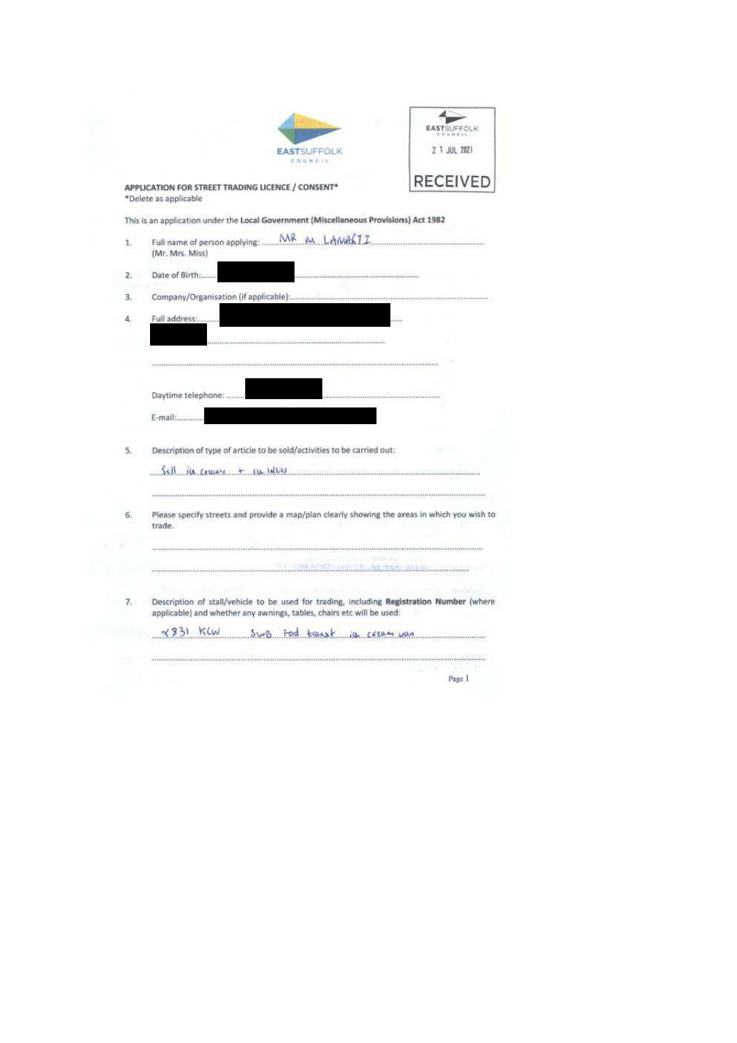EASTSUFFOLK COUNCIL

EASTSUFFOLK COUNCIL 21 JUL 2021 RECEIVED

**APPLICATION FOR STREET TRADING LICENCE / CONSENT***
*Delete as applicable

This is an application under the **Local Government (Miscellaneous Provisions) Act 1982**

1. Full name of person applying: MR M LAMARTI
   (Mr. Mrs. Miss)

2. Date of Birth: [REDACTED]

3. Company/Organisation (if applicable):

4. Full address: [REDACTED]
   [REDACTED]

   Daytime telephone: [REDACTED]

   E-mail: [REDACTED]

5. Description of type of article to be sold/activities to be carried out:

   Sell ice cream + ice lollies

6. Please specify streets and provide a map/plan clearly showing the areas in which you wish to trade.

7. Description of stall/vehicle to be used for trading, including **Registration Number** (where applicable) and whether any awnings, tables, chairs etc will be used:

   X831 KCW SWB Ford transit ice cream van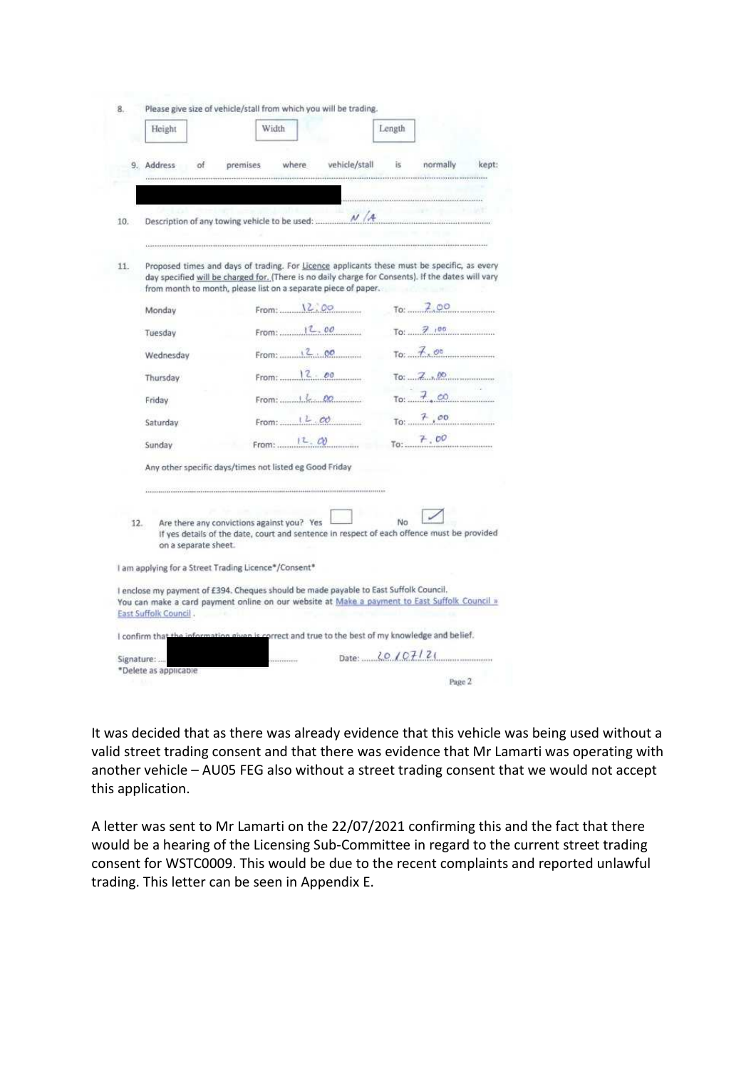8. Please give size of vehicle/stall from which you will be trading.

| Height | Width | Length |
|---|---|---|
| | | |

9. Address of premises where vehicle/stall is normally kept:

10. Description of any towing vehicle to be used: N/A

11. Proposed times and days of trading. For Licence applicants these must be specific, as every day specified will be charged for. (There is no daily charge for Consents). If the dates will vary from month to month, please list on a separate piece of paper.

| | | |
|---|---|---|
| Monday | From: 12:00 | To: 7.00 |
| Tuesday | From: 12.00 | To: 7.00 |
| Wednesday | From: 12.00 | To: 7.00 |
| Thursday | From: 12.00 | To: 7.00 |
| Friday | From: 12.00 | To: 7.00 |
| Saturday | From: 12.00 | To: 7.00 |
| Sunday | From: 12.00 | To: 7.00 |

Any other specific days/times not listed eg Good Friday

12. Are there any convictions against you? Yes ☐ No ☑
If yes details of the date, court and sentence in respect of each offence must be provided on a separate sheet.

I am applying for a Street Trading Licence*/Consent*

I enclose my payment of £394. Cheques should be made payable to East Suffolk Council.
You can make a card payment online on our website at Make a payment to East Suffolk Council » East Suffolk Council.

I confirm that the information given is correct and true to the best of my knowledge and belief.

Signature: Date: 20/07/21

*Delete as applicable

It was decided that as there was already evidence that this vehicle was being used without a valid street trading consent and that there was evidence that Mr Lamarti was operating with another vehicle – AU05 FEG also without a street trading consent that we would not accept this application.

A letter was sent to Mr Lamarti on the 22/07/2021 confirming this and the fact that there would be a hearing of the Licensing Sub-Committee in regard to the current street trading consent for WSTC0009. This would be due to the recent complaints and reported unlawful trading. This letter can be seen in Appendix E.